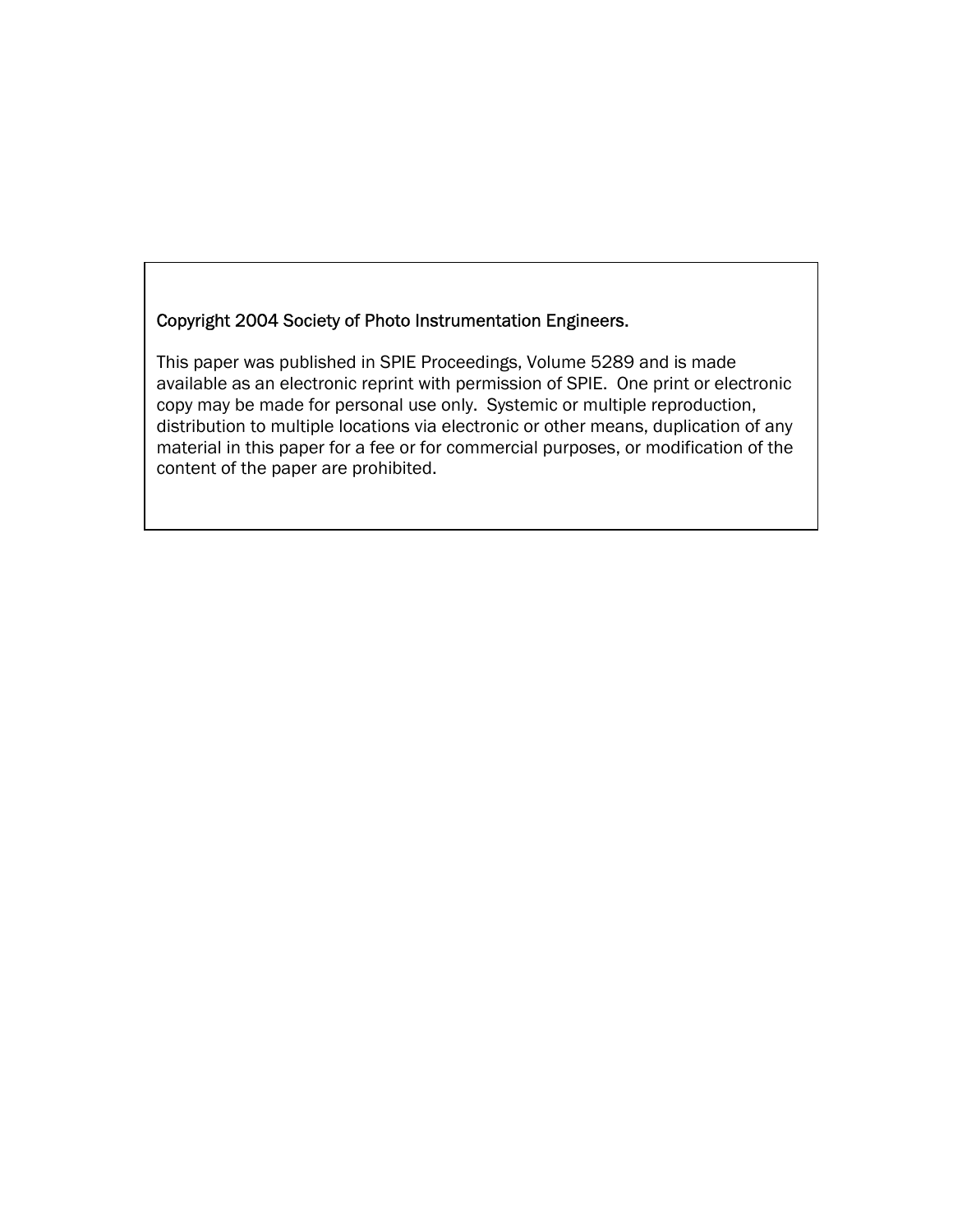Copyright 2004 Society of Photo Instrumentation Engineers.

This paper was published in SPIE Proceedings, Volume 5289 and is made available as an electronic reprint with permission of SPIE. One print or electronic copy may be made for personal use only. Systemic or multiple reproduction, distribution to multiple locations via electronic or other means, duplication of any material in this paper for a fee or for commercial purposes, or modification of the content of the paper are prohibited.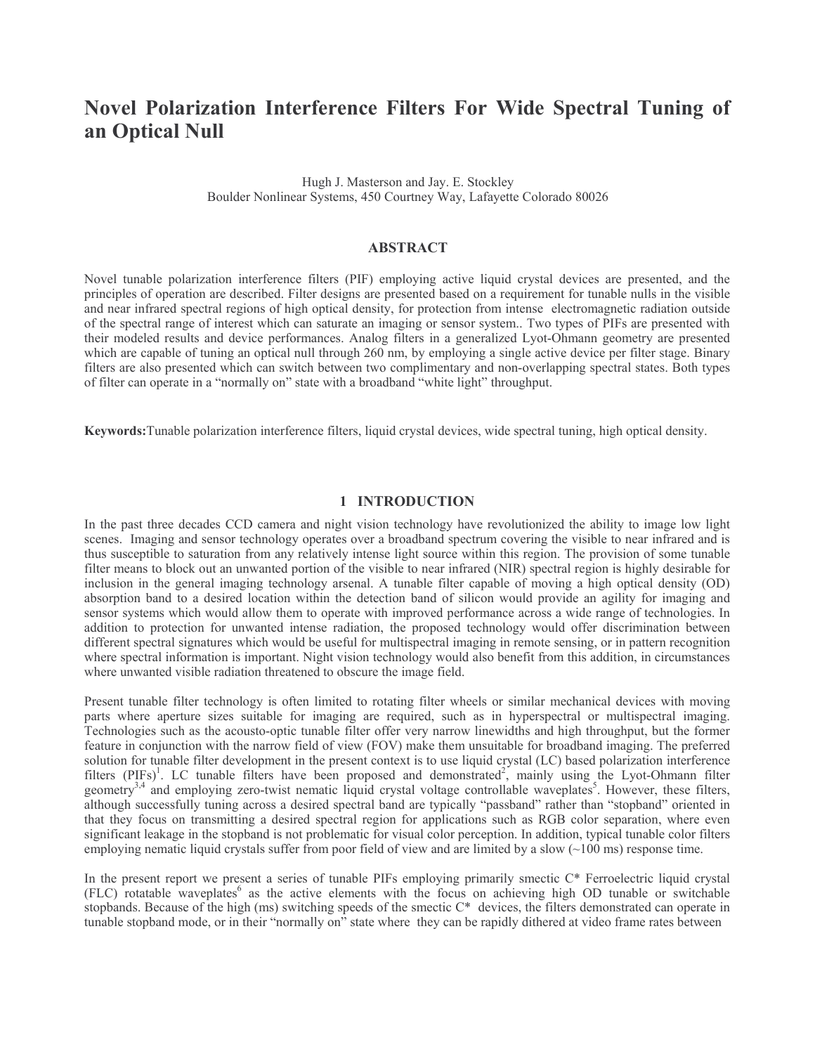# Novel Polarization Interference Filters For Wide Spectral Tuning of an Optical Null

Hugh J. Masterson and Jay. E. Stockley
Boulder Nonlinear Systems, 450 Courtney Way, Lafayette Colorado 80026

## ABSTRACT

Novel tunable polarization interference filters (PIF) employing active liquid crystal devices are presented, and the principles of operation are described. Filter designs are presented based on a requirement for tunable nulls in the visible and near infrared spectral regions of high optical density, for protection from intense electromagnetic radiation outside of the spectral range of interest which can saturate an imaging or sensor system.. Two types of PIFs are presented with their modeled results and device performances. Analog filters in a generalized Lyot-Ohmann geometry are presented which are capable of tuning an optical null through 260 nm, by employing a single active device per filter stage. Binary filters are also presented which can switch between two complimentary and non-overlapping spectral states. Both types of filter can operate in a "normally on" state with a broadband "white light" throughput.

**Keywords:** Tunable polarization interference filters, liquid crystal devices, wide spectral tuning, high optical density.

## 1 INTRODUCTION

In the past three decades CCD camera and night vision technology have revolutionized the ability to image low light scenes. Imaging and sensor technology operates over a broadband spectrum covering the visible to near infrared and is thus susceptible to saturation from any relatively intense light source within this region. The provision of some tunable filter means to block out an unwanted portion of the visible to near infrared (NIR) spectral region is highly desirable for inclusion in the general imaging technology arsenal. A tunable filter capable of moving a high optical density (OD) absorption band to a desired location within the detection band of silicon would provide an agility for imaging and sensor systems which would allow them to operate with improved performance across a wide range of technologies. In addition to protection for unwanted intense radiation, the proposed technology would offer discrimination between different spectral signatures which would be useful for multispectral imaging in remote sensing, or in pattern recognition where spectral information is important. Night vision technology would also benefit from this addition, in circumstances where unwanted visible radiation threatened to obscure the image field.

Present tunable filter technology is often limited to rotating filter wheels or similar mechanical devices with moving parts where aperture sizes suitable for imaging are required, such as in hyperspectral or multispectral imaging. Technologies such as the acousto-optic tunable filter offer very narrow linewidths and high throughput, but the former feature in conjunction with the narrow field of view (FOV) make them unsuitable for broadband imaging. The preferred solution for tunable filter development in the present context is to use liquid crystal (LC) based polarization interference filters (PIFs)[1]. LC tunable filters have been proposed and demonstrated[2], mainly using the Lyot-Ohmann filter geometry[3,4] and employing zero-twist nematic liquid crystal voltage controllable waveplates[5]. However, these filters, although successfully tuning across a desired spectral band are typically "passband" rather than "stopband" oriented in that they focus on transmitting a desired spectral region for applications such as RGB color separation, where even significant leakage in the stopband is not problematic for visual color perception. In addition, typical tunable color filters employing nematic liquid crystals suffer from poor field of view and are limited by a slow (~100 ms) response time.

In the present report we present a series of tunable PIFs employing primarily smectic C* Ferroelectric liquid crystal (FLC) rotatable waveplates[6] as the active elements with the focus on achieving high OD tunable or switchable stopbands. Because of the high (ms) switching speeds of the smectic C* devices, the filters demonstrated can operate in tunable stopband mode, or in their "normally on" state where they can be rapidly dithered at video frame rates between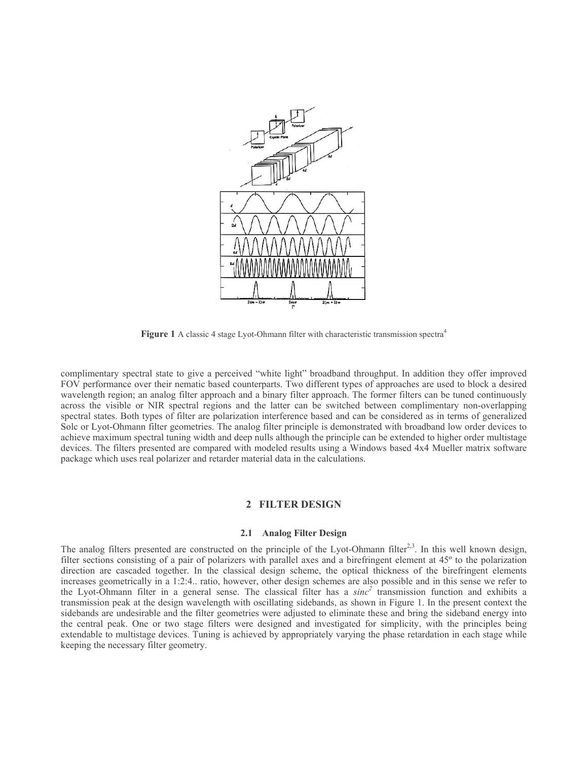Figure 1 A classic 4 stage Lyot-Ohmann filter with characteristic transmission spectra[4]

complimentary spectral state to give a perceived "white light" broadband throughput. In addition they offer improved FOV performance over their nematic based counterparts. Two different types of approaches are used to block a desired wavelength region; an analog filter approach and a binary filter approach. The former filters can be tuned continuously across the visible or NIR spectral regions and the latter can be switched between complimentary non-overlapping spectral states. Both types of filter are polarization interference based and can be considered as in terms of generalized Solc or Lyot-Ohmann filter geometries. The analog filter principle is demonstrated with broadband low order devices to achieve maximum spectral tuning width and deep nulls although the principle can be extended to higher order multistage devices. The filters presented are compared with modeled results using a Windows based 4x4 Mueller matrix software package which uses real polarizer and retarder material data in the calculations.

## 2 FILTER DESIGN

### 2.1 Analog Filter Design

The analog filters presented are constructed on the principle of the Lyot-Ohmann filter[2,3]. In this well known design, filter sections consisting of a pair of polarizers with parallel axes and a birefringent element at 45º to the polarization direction are cascaded together. In the classical design scheme, the optical thickness of the birefringent elements increases geometrically in a 1:2:4.. ratio, however, other design schemes are also possible and in this sense we refer to the Lyot-Ohmann filter in a general sense. The classical filter has a *sinc*$^2$ transmission function and exhibits a transmission peak at the design wavelength with oscillating sidebands, as shown in Figure 1. In the present context the sidebands are undesirable and the filter geometries were adjusted to eliminate these and bring the sideband energy into the central peak. One or two stage filters were designed and investigated for simplicity, with the principles being extendable to multistage devices. Tuning is achieved by appropriately varying the phase retardation in each stage while keeping the necessary filter geometry.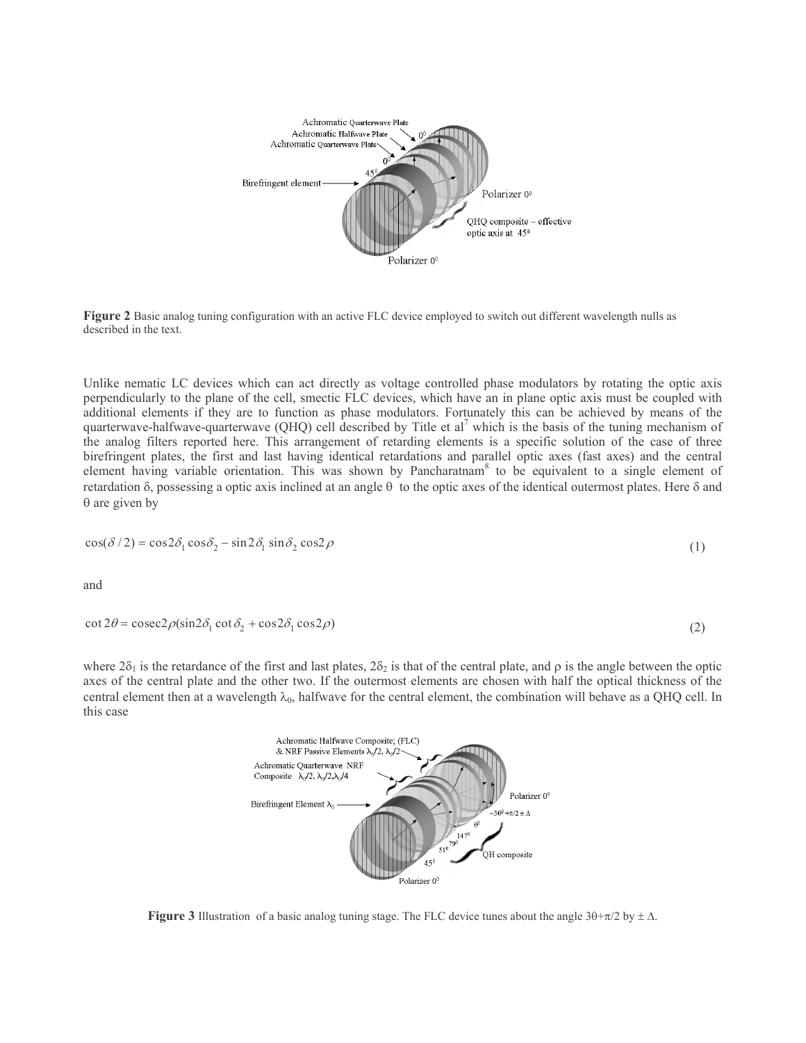**Figure 2** Basic analog tuning configuration with an active FLC device employed to switch out different wavelength nulls as described in the text.

Unlike nematic LC devices which can act directly as voltage controlled phase modulators by rotating the optic axis perpendicularly to the plane of the cell, smectic FLC devices, which have an in plane optic axis must be coupled with additional elements if they are to function as phase modulators. Fortunately this can be achieved by means of the quarterwave-halfwave-quarterwave (QHQ) cell described by Title et al[7] which is the basis of the tuning mechanism of the analog filters reported here. This arrangement of retarding elements is a specific solution of the case of three birefringent plates, the first and last having identical retardations and parallel optic axes (fast axes) and the central element having variable orientation. This was shown by Pancharatnam[8] to be equivalent to a single element of retardation $\delta$, possessing a optic axis inclined at an angle $\theta$ to the optic axes of the identical outermost plates. Here $\delta$ and $\theta$ are given by

$$\cos(\delta/2) = \cos 2\delta_1 \cos\delta_2 - \sin 2\delta_1 \sin\delta_2 \cos 2\rho \tag{1}$$

and

$$\cot 2\theta = \text{cosec} 2\rho(\sin 2\delta_1 \cot\delta_2 + \cos 2\delta_1 \cos 2\rho) \tag{2}$$

where $2\delta_1$ is the retardance of the first and last plates, $2\delta_2$ is that of the central plate, and $\rho$ is the angle between the optic axes of the central plate and the other two. If the outermost elements are chosen with half the optical thickness of the central element then at a wavelength $\lambda_0$, halfwave for the central element, the combination will behave as a QHQ cell. In this case

**Figure 3** Illustration of a basic analog tuning stage. The FLC device tunes about the angle $3\theta+\pi/2$ by $\pm\Delta$.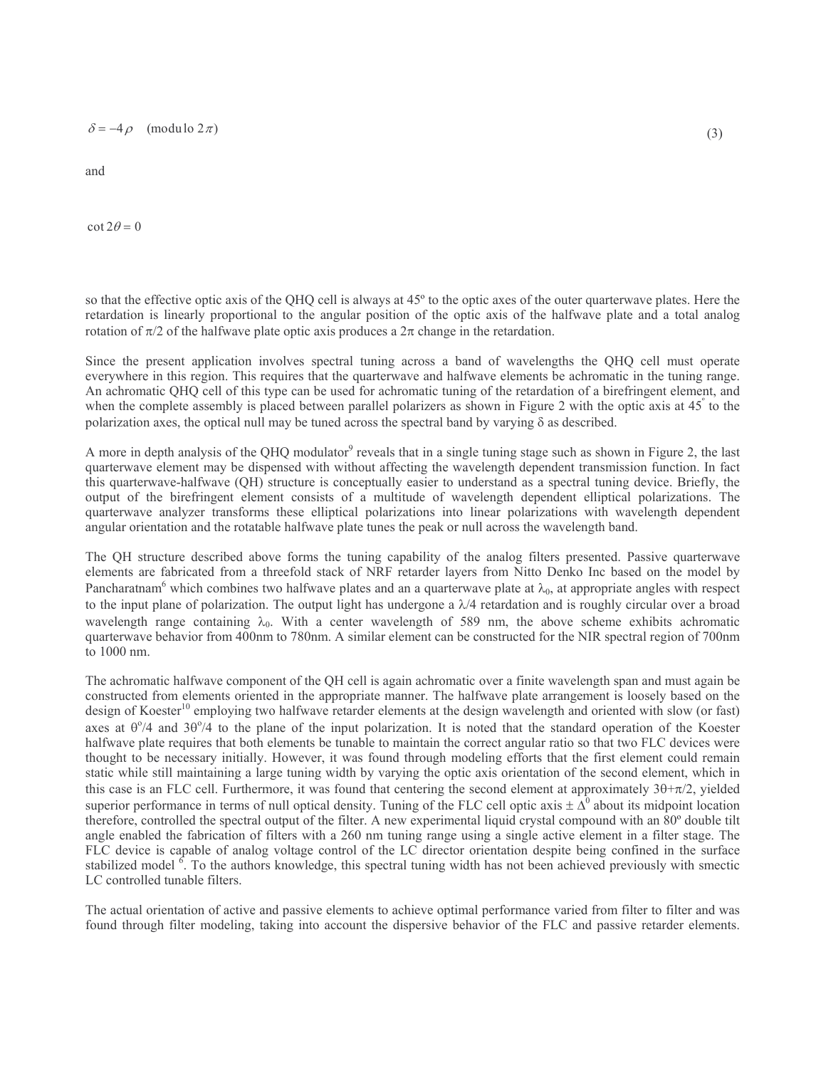$$\delta = -4\rho \quad (\text{modulo } 2\pi) \tag{3}$$

and

$$\cot 2\theta = 0$$

so that the effective optic axis of the QHQ cell is always at 45º to the optic axes of the outer quarterwave plates. Here the retardation is linearly proportional to the angular position of the optic axis of the halfwave plate and a total analog rotation of $\pi/2$ of the halfwave plate optic axis produces a $2\pi$ change in the retardation.

Since the present application involves spectral tuning across a band of wavelengths the QHQ cell must operate everywhere in this region. This requires that the quarterwave and halfwave elements be achromatic in the tuning range. An achromatic QHQ cell of this type can be used for achromatic tuning of the retardation of a birefringent element, and when the complete assembly is placed between parallel polarizers as shown in Figure 2 with the optic axis at 45° to the polarization axes, the optical null may be tuned across the spectral band by varying $\delta$ as described.

A more in depth analysis of the QHQ modulator[9] reveals that in a single tuning stage such as shown in Figure 2, the last quarterwave element may be dispensed with without affecting the wavelength dependent transmission function. In fact this quarterwave-halfwave (QH) structure is conceptually easier to understand as a spectral tuning device. Briefly, the output of the birefringent element consists of a multitude of wavelength dependent elliptical polarizations. The quarterwave analyzer transforms these elliptical polarizations into linear polarizations with wavelength dependent angular orientation and the rotatable halfwave plate tunes the peak or null across the wavelength band.

The QH structure described above forms the tuning capability of the analog filters presented. Passive quarterwave elements are fabricated from a threefold stack of NRF retarder layers from Nitto Denko Inc based on the model by Pancharatnam[6] which combines two halfwave plates and an a quarterwave plate at $\lambda_0$, at appropriate angles with respect to the input plane of polarization. The output light has undergone a $\lambda/4$ retardation and is roughly circular over a broad wavelength range containing $\lambda_0$. With a center wavelength of 589 nm, the above scheme exhibits achromatic quarterwave behavior from 400nm to 780nm. A similar element can be constructed for the NIR spectral region of 700nm to 1000 nm.

The achromatic halfwave component of the QH cell is again achromatic over a finite wavelength span and must again be constructed from elements oriented in the appropriate manner. The halfwave plate arrangement is loosely based on the design of Koester[10] employing two halfwave retarder elements at the design wavelength and oriented with slow (or fast) axes at $\theta^o/4$ and $3\theta^o/4$ to the plane of the input polarization. It is noted that the standard operation of the Koester halfwave plate requires that both elements be tunable to maintain the correct angular ratio so that two FLC devices were thought to be necessary initially. However, it was found through modeling efforts that the first element could remain static while still maintaining a large tuning width by varying the optic axis orientation of the second element, which in this case is an FLC cell. Furthermore, it was found that centering the second element at approximately $3\theta+\pi/2$, yielded superior performance in terms of null optical density. Tuning of the FLC cell optic axis $\pm\,\Delta^0$ about its midpoint location therefore, controlled the spectral output of the filter. A new experimental liquid crystal compound with an 80º double tilt angle enabled the fabrication of filters with a 260 nm tuning range using a single active element in a filter stage. The FLC device is capable of analog voltage control of the LC director orientation despite being confined in the surface stabilized model [6]. To the authors knowledge, this spectral tuning width has not been achieved previously with smectic LC controlled tunable filters.

The actual orientation of active and passive elements to achieve optimal performance varied from filter to filter and was found through filter modeling, taking into account the dispersive behavior of the FLC and passive retarder elements.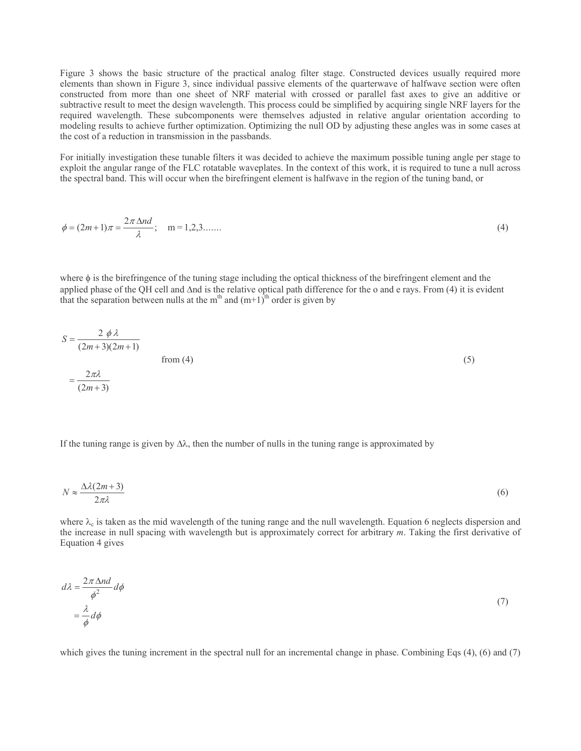Figure 3 shows the basic structure of the practical analog filter stage. Constructed devices usually required more elements than shown in Figure 3, since individual passive elements of the quarterwave of halfwave section were often constructed from more than one sheet of NRF material with crossed or parallel fast axes to give an additive or subtractive result to meet the design wavelength. This process could be simplified by acquiring single NRF layers for the required wavelength. These subcomponents were themselves adjusted in relative angular orientation according to modeling results to achieve further optimization. Optimizing the null OD by adjusting these angles was in some cases at the cost of a reduction in transmission in the passbands.

For initially investigation these tunable filters it was decided to achieve the maximum possible tuning angle per stage to exploit the angular range of the FLC rotatable waveplates. In the context of this work, it is required to tune a null across the spectral band. This will occur when the birefringent element is halfwave in the region of the tuning band, or

$$\phi = (2m+1)\pi = \frac{2\pi\,\Delta nd}{\lambda}; \quad \text{m} = 1,2,3....... \tag{4}$$

where $\phi$ is the birefringence of the tuning stage including the optical thickness of the birefringent element and the applied phase of the QH cell and $\Delta$nd is the relative optical path difference for the o and e rays. From (4) it is evident that the separation between nulls at the $m^{th}$ and $(m+1)^{th}$ order is given by

$$S = \frac{2\,\phi\,\lambda}{(2m+3)(2m+1)} \quad \text{from (4)} \tag{5}$$

$$= \frac{2\pi\lambda}{(2m+3)}$$

If the tuning range is given by $\Delta\lambda$, then the number of nulls in the tuning range is approximated by

$$N \approx \frac{\Delta\lambda(2m+3)}{2\pi\lambda} \tag{6}$$

where $\lambda_c$ is taken as the mid wavelength of the tuning range and the null wavelength. Equation 6 neglects dispersion and the increase in null spacing with wavelength but is approximately correct for arbitrary *m*. Taking the first derivative of Equation 4 gives

$$d\lambda = \frac{2\pi\,\Delta nd}{\phi^2}d\phi \tag{7}$$

$$= \frac{\lambda}{\phi}d\phi$$

which gives the tuning increment in the spectral null for an incremental change in phase. Combining Eqs (4), (6) and (7)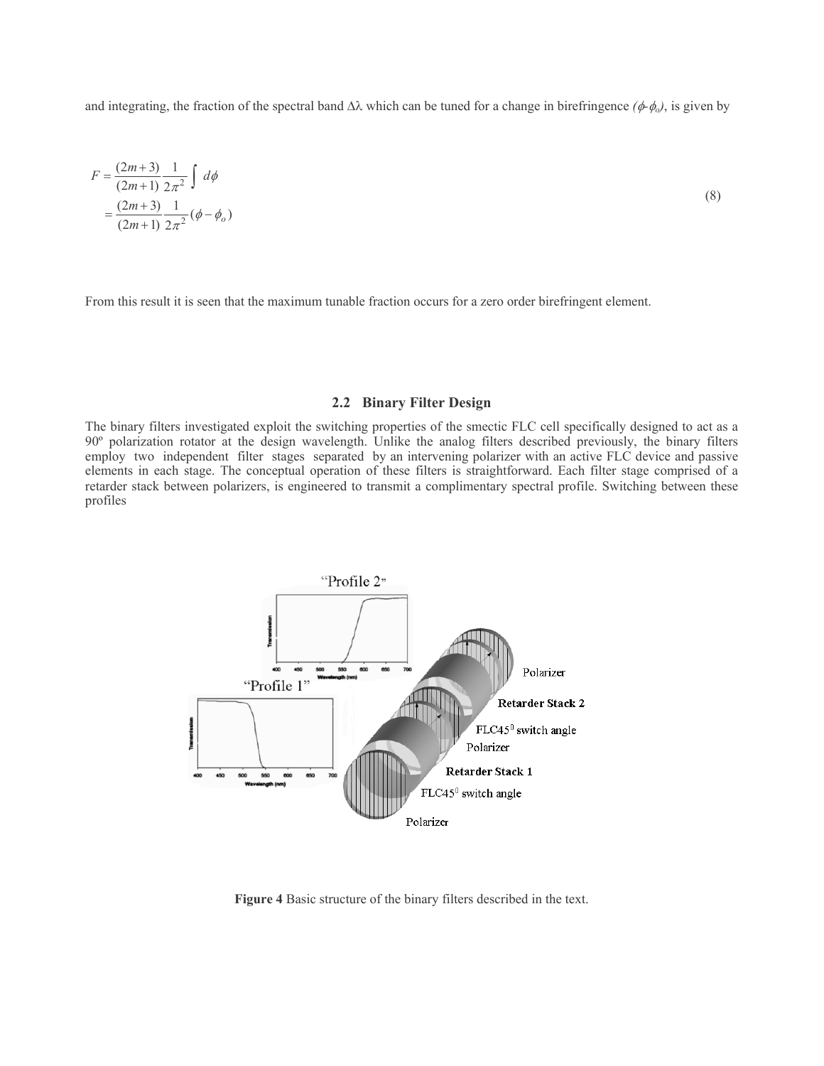and integrating, the fraction of the spectral band $\Delta\lambda$ which can be tuned for a change in birefringence $(\phi-\phi_o)$, is given by

$$
\begin{aligned}
F &= \frac{(2m+3)}{(2m+1)}\frac{1}{2\pi^2}\int d\phi \\
&= \frac{(2m+3)}{(2m+1)}\frac{1}{2\pi^2}(\phi-\phi_o)
\end{aligned}
\tag{8}
$$

From this result it is seen that the maximum tunable fraction occurs for a zero order birefringent element.

## 2.2 Binary Filter Design

The binary filters investigated exploit the switching properties of the smectic FLC cell specifically designed to act as a 90º polarization rotator at the design wavelength. Unlike the analog filters described previously, the binary filters employ two independent filter stages separated by an intervening polarizer with an active FLC device and passive elements in each stage. The conceptual operation of these filters is straightforward. Each filter stage comprised of a retarder stack between polarizers, is engineered to transmit a complimentary spectral profile. Switching between these profiles

**Figure 4** Basic structure of the binary filters described in the text.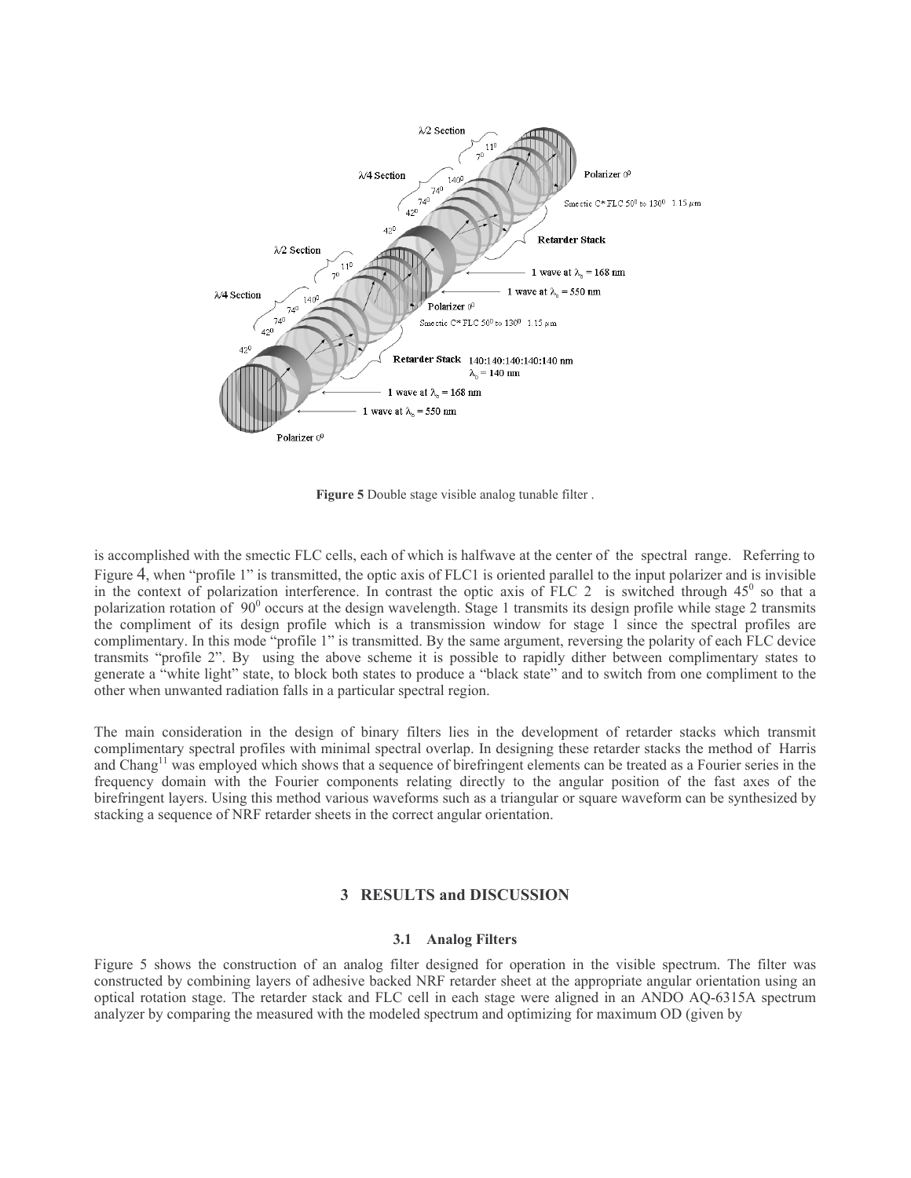**Figure 5** Double stage visible analog tunable filter .

is accomplished with the smectic FLC cells, each of which is halfwave at the center of the spectral range. Referring to Figure 4, when "profile 1" is transmitted, the optic axis of FLC1 is oriented parallel to the input polarizer and is invisible in the context of polarization interference. In contrast the optic axis of FLC 2 is switched through $45^0$ so that a polarization rotation of $90^0$ occurs at the design wavelength. Stage 1 transmits its design profile while stage 2 transmits the compliment of its design profile which is a transmission window for stage 1 since the spectral profiles are complimentary. In this mode "profile 1" is transmitted. By the same argument, reversing the polarity of each FLC device transmits "profile 2". By using the above scheme it is possible to rapidly dither between complimentary states to generate a "white light" state, to block both states to produce a "black state" and to switch from one compliment to the other when unwanted radiation falls in a particular spectral region.

The main consideration in the design of binary filters lies in the development of retarder stacks which transmit complimentary spectral profiles with minimal spectral overlap. In designing these retarder stacks the method of Harris and Chang[11] was employed which shows that a sequence of birefringent elements can be treated as a Fourier series in the frequency domain with the Fourier components relating directly to the angular position of the fast axes of the birefringent layers. Using this method various waveforms such as a triangular or square waveform can be synthesized by stacking a sequence of NRF retarder sheets in the correct angular orientation.

## 3 RESULTS and DISCUSSION

### 3.1 Analog Filters

Figure 5 shows the construction of an analog filter designed for operation in the visible spectrum. The filter was constructed by combining layers of adhesive backed NRF retarder sheet at the appropriate angular orientation using an optical rotation stage. The retarder stack and FLC cell in each stage were aligned in an ANDO AQ-6315A spectrum analyzer by comparing the measured with the modeled spectrum and optimizing for maximum OD (given by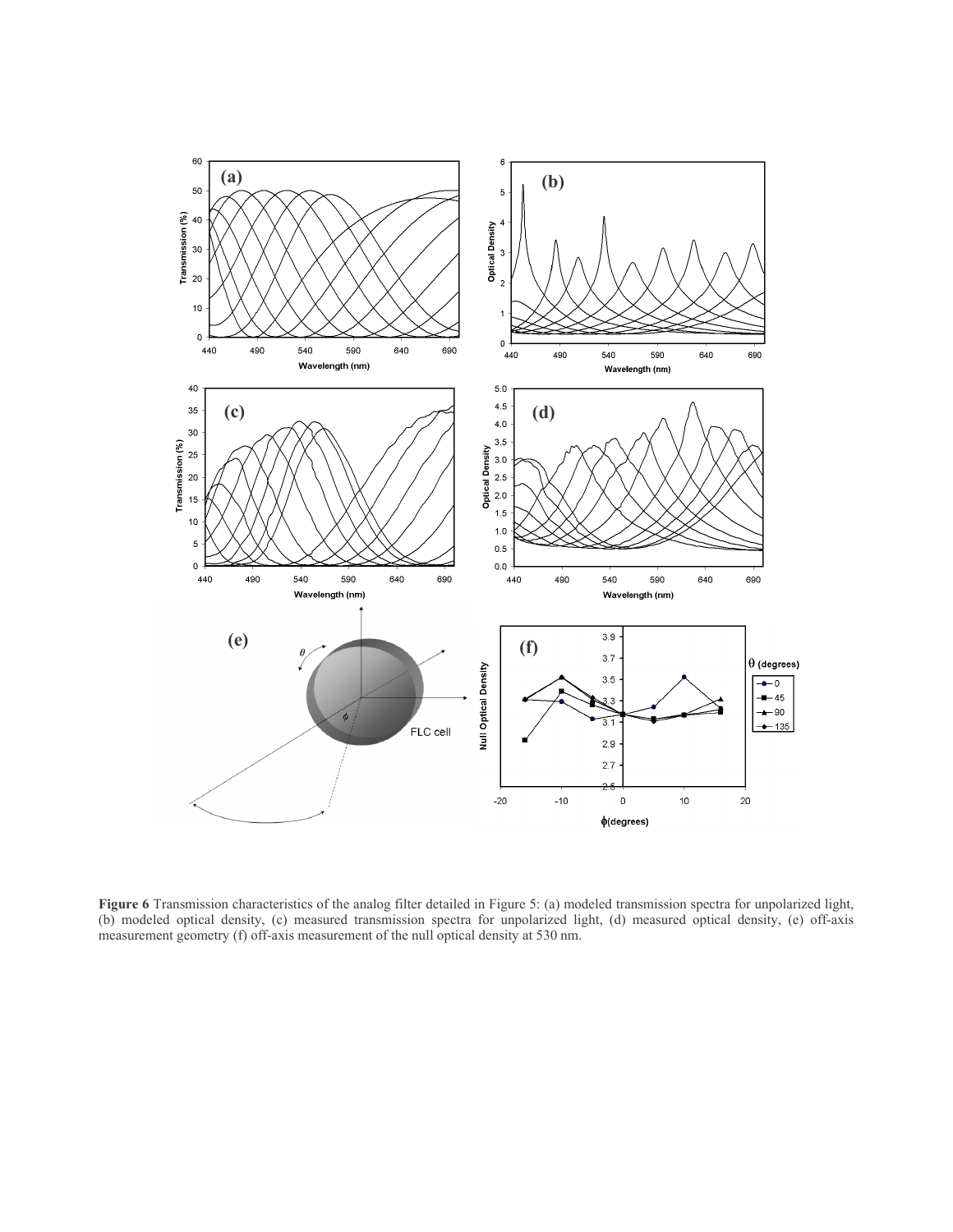**Figure 6** Transmission characteristics of the analog filter detailed in Figure 5: (a) modeled transmission spectra for unpolarized light, (b) modeled optical density, (c) measured transmission spectra for unpolarized light, (d) measured optical density, (e) off-axis measurement geometry (f) off-axis measurement of the null optical density at 530 nm.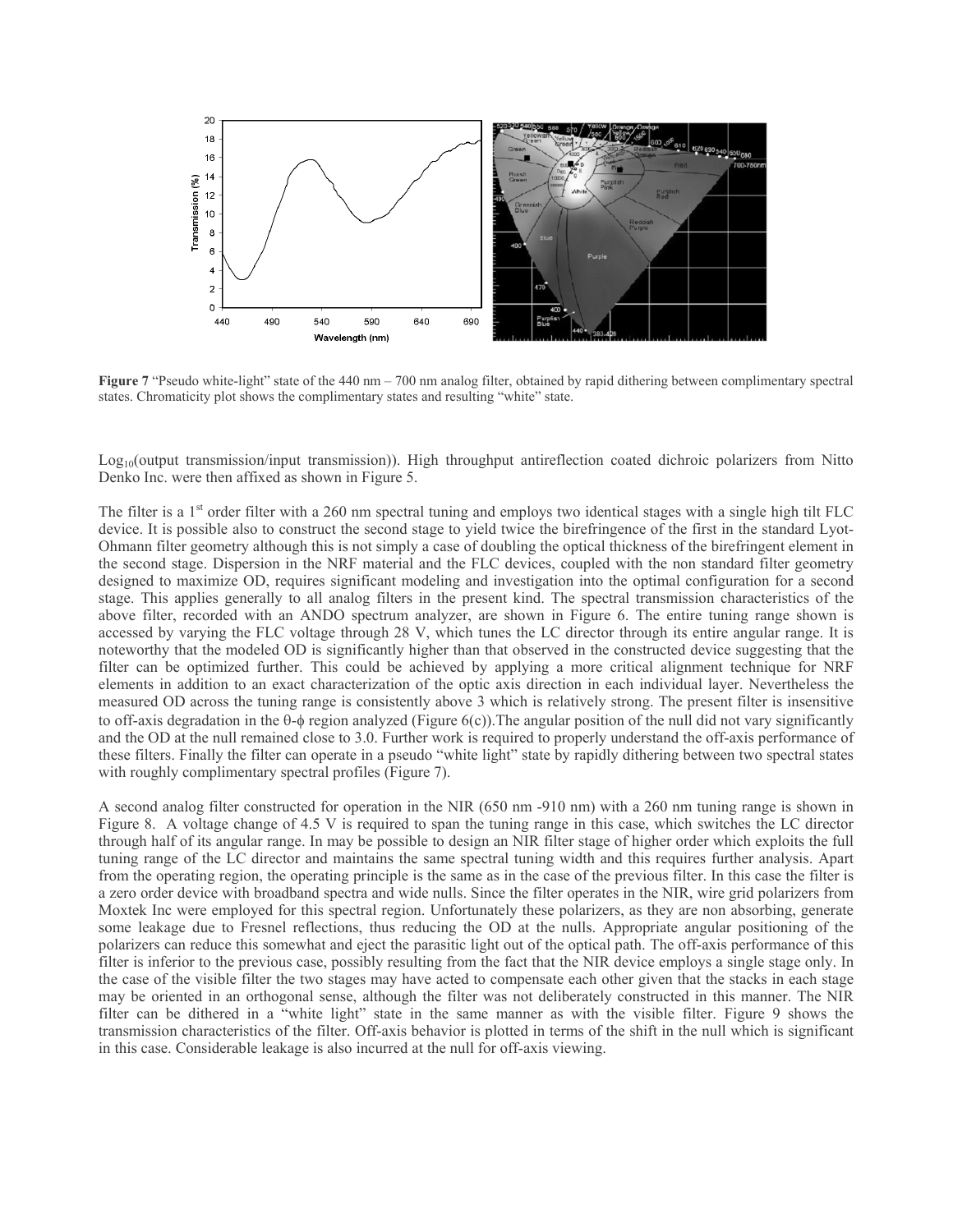**Figure 7** "Pseudo white-light" state of the 440 nm – 700 nm analog filter, obtained by rapid dithering between complimentary spectral states. Chromaticity plot shows the complimentary states and resulting "white" state.

$\text{Log}_{10}$(output transmission/input transmission)). High throughput antireflection coated dichroic polarizers from Nitto Denko Inc. were then affixed as shown in Figure 5.

The filter is a 1st order filter with a 260 nm spectral tuning and employs two identical stages with a single high tilt FLC device. It is possible also to construct the second stage to yield twice the birefringence of the first in the standard Lyot-Ohmann filter geometry although this is not simply a case of doubling the optical thickness of the birefringent element in the second stage. Dispersion in the NRF material and the FLC devices, coupled with the non standard filter geometry designed to maximize OD, requires significant modeling and investigation into the optimal configuration for a second stage. This applies generally to all analog filters in the present kind. The spectral transmission characteristics of the above filter, recorded with an ANDO spectrum analyzer, are shown in Figure 6. The entire tuning range shown is accessed by varying the FLC voltage through 28 V, which tunes the LC director through its entire angular range. It is noteworthy that the modeled OD is significantly higher than that observed in the constructed device suggesting that the filter can be optimized further. This could be achieved by applying a more critical alignment technique for NRF elements in addition to an exact characterization of the optic axis direction in each individual layer. Nevertheless the measured OD across the tuning range is consistently above 3 which is relatively strong. The present filter is insensitive to off-axis degradation in the $\theta$-$\phi$ region analyzed (Figure 6(c)).The angular position of the null did not vary significantly and the OD at the null remained close to 3.0. Further work is required to properly understand the off-axis performance of these filters. Finally the filter can operate in a pseudo "white light" state by rapidly dithering between two spectral states with roughly complimentary spectral profiles (Figure 7).

A second analog filter constructed for operation in the NIR (650 nm -910 nm) with a 260 nm tuning range is shown in Figure 8. A voltage change of 4.5 V is required to span the tuning range in this case, which switches the LC director through half of its angular range. In may be possible to design an NIR filter stage of higher order which exploits the full tuning range of the LC director and maintains the same spectral tuning width and this requires further analysis. Apart from the operating region, the operating principle is the same as in the case of the previous filter. In this case the filter is a zero order device with broadband spectra and wide nulls. Since the filter operates in the NIR, wire grid polarizers from Moxtek Inc were employed for this spectral region. Unfortunately these polarizers, as they are non absorbing, generate some leakage due to Fresnel reflections, thus reducing the OD at the nulls. Appropriate angular positioning of the polarizers can reduce this somewhat and eject the parasitic light out of the optical path. The off-axis performance of this filter is inferior to the previous case, possibly resulting from the fact that the NIR device employs a single stage only. In the case of the visible filter the two stages may have acted to compensate each other given that the stacks in each stage may be oriented in an orthogonal sense, although the filter was not deliberately constructed in this manner. The NIR filter can be dithered in a "white light" state in the same manner as with the visible filter. Figure 9 shows the transmission characteristics of the filter. Off-axis behavior is plotted in terms of the shift in the null which is significant in this case. Considerable leakage is also incurred at the null for off-axis viewing.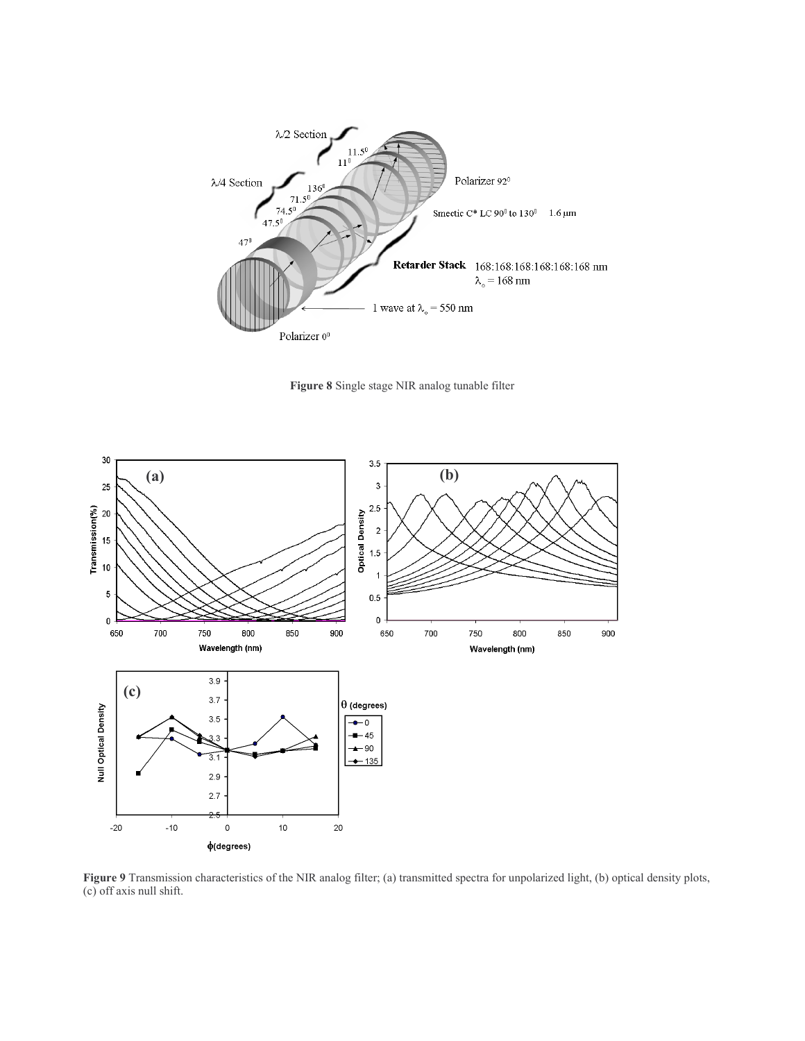**Figure 8** Single stage NIR analog tunable filter

**Figure 9** Transmission characteristics of the NIR analog filter; (a) transmitted spectra for unpolarized light, (b) optical density plots, (c) off axis null shift.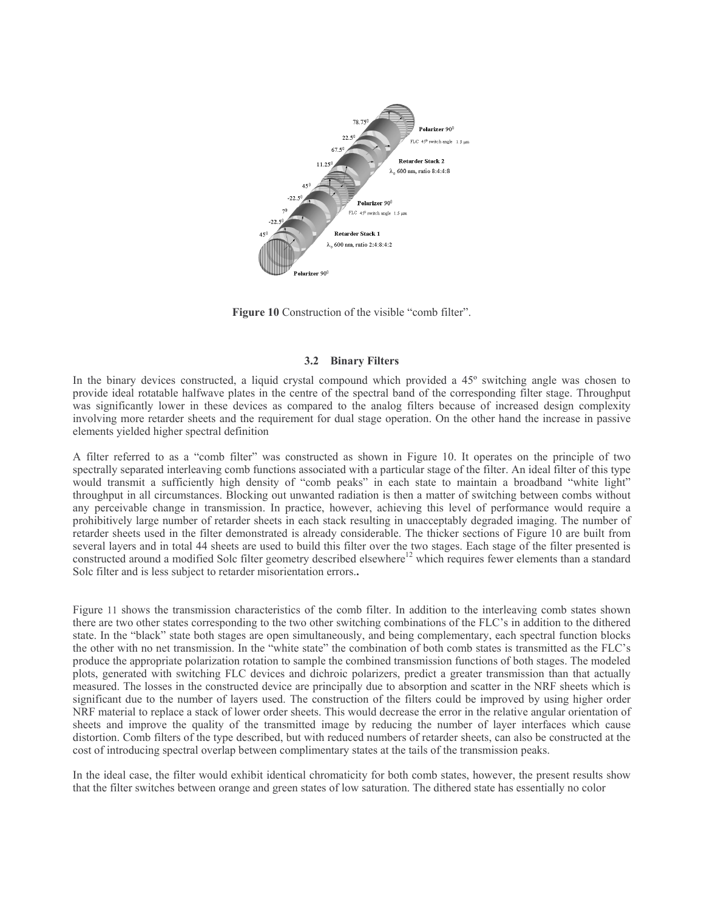**Figure 10** Construction of the visible "comb filter".

### 3.2 Binary Filters

In the binary devices constructed, a liquid crystal compound which provided a 45º switching angle was chosen to provide ideal rotatable halfwave plates in the centre of the spectral band of the corresponding filter stage. Throughput was significantly lower in these devices as compared to the analog filters because of increased design complexity involving more retarder sheets and the requirement for dual stage operation. On the other hand the increase in passive elements yielded higher spectral definition

A filter referred to as a "comb filter" was constructed as shown in Figure 10. It operates on the principle of two spectrally separated interleaving comb functions associated with a particular stage of the filter. An ideal filter of this type would transmit a sufficiently high density of "comb peaks" in each state to maintain a broadband "white light" throughput in all circumstances. Blocking out unwanted radiation is then a matter of switching between combs without any perceivable change in transmission. In practice, however, achieving this level of performance would require a prohibitively large number of retarder sheets in each stack resulting in unacceptably degraded imaging. The number of retarder sheets used in the filter demonstrated is already considerable. The thicker sections of Figure 10 are built from several layers and in total 44 sheets are used to build this filter over the two stages. Each stage of the filter presented is constructed around a modified Solc filter geometry described elsewhere[12] which requires fewer elements than a standard Solc filter and is less subject to retarder misorientation errors.**.**

Figure 11 shows the transmission characteristics of the comb filter. In addition to the interleaving comb states shown there are two other states corresponding to the two other switching combinations of the FLC's in addition to the dithered state. In the "black" state both stages are open simultaneously, and being complementary, each spectral function blocks the other with no net transmission. In the "white state" the combination of both comb states is transmitted as the FLC's produce the appropriate polarization rotation to sample the combined transmission functions of both stages. The modeled plots, generated with switching FLC devices and dichroic polarizers, predict a greater transmission than that actually measured. The losses in the constructed device are principally due to absorption and scatter in the NRF sheets which is significant due to the number of layers used. The construction of the filters could be improved by using higher order NRF material to replace a stack of lower order sheets. This would decrease the error in the relative angular orientation of sheets and improve the quality of the transmitted image by reducing the number of layer interfaces which cause distortion. Comb filters of the type described, but with reduced numbers of retarder sheets, can also be constructed at the cost of introducing spectral overlap between complimentary states at the tails of the transmission peaks.

In the ideal case, the filter would exhibit identical chromaticity for both comb states, however, the present results show that the filter switches between orange and green states of low saturation. The dithered state has essentially no color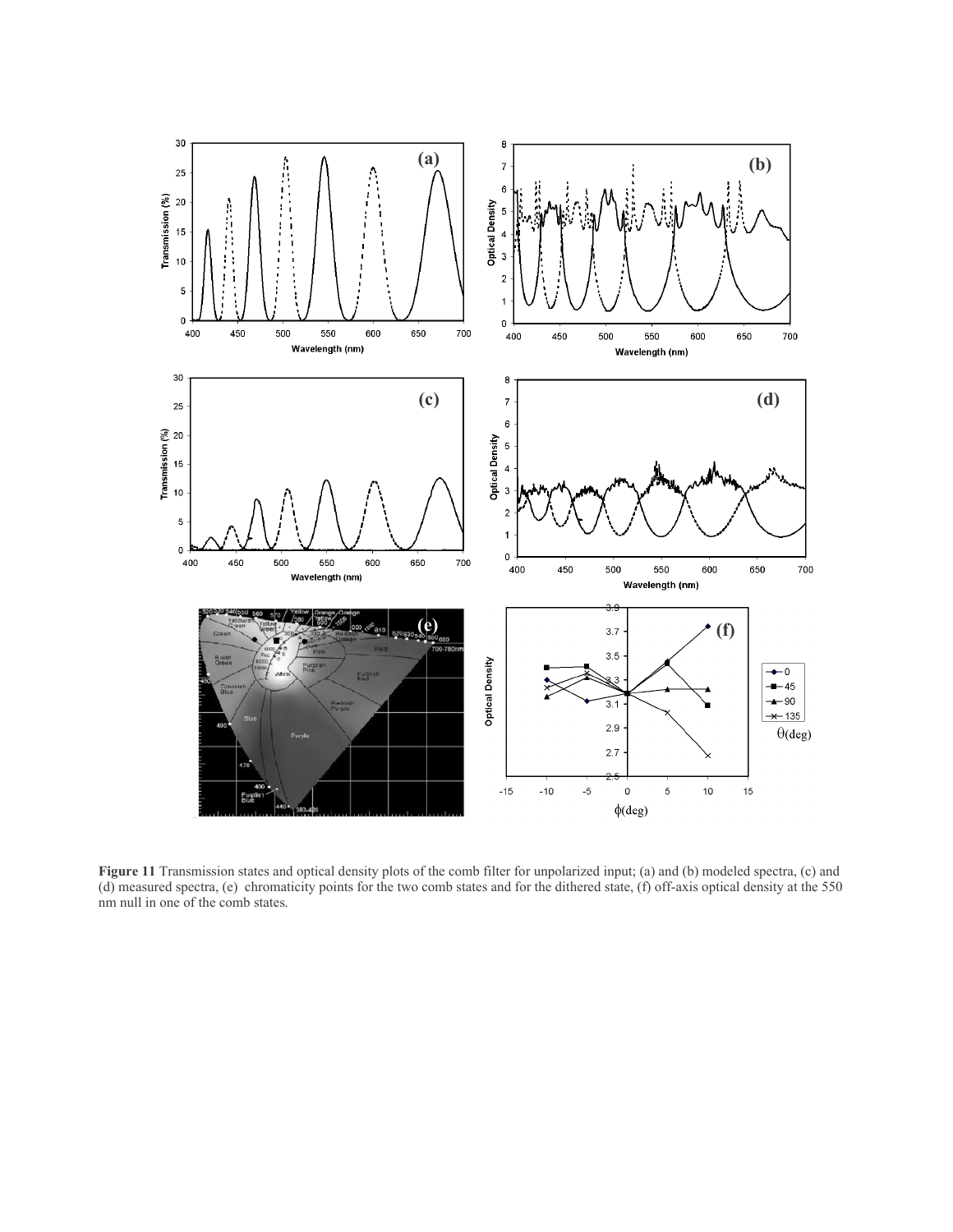**Figure 11** Transmission states and optical density plots of the comb filter for unpolarized input; (a) and (b) modeled spectra, (c) and (d) measured spectra, (e) chromaticity points for the two comb states and for the dithered state, (f) off-axis optical density at the 550 nm null in one of the comb states.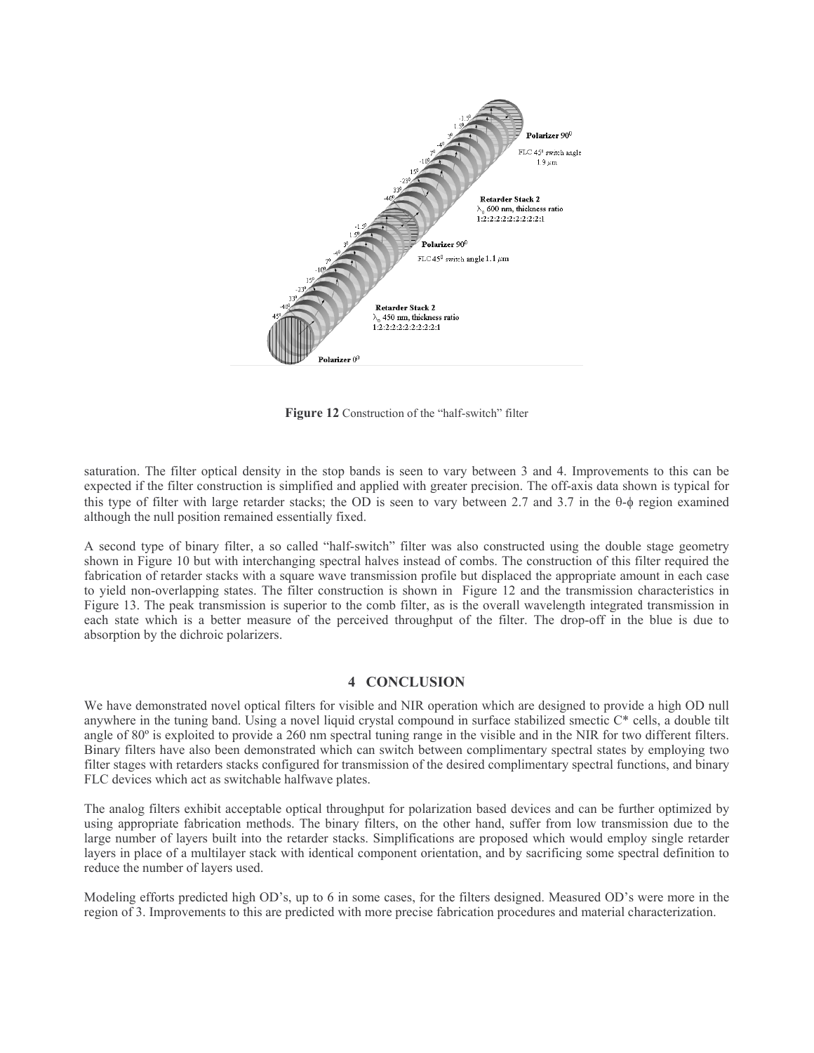**Figure 12** Construction of the "half-switch" filter

saturation. The filter optical density in the stop bands is seen to vary between 3 and 4. Improvements to this can be expected if the filter construction is simplified and applied with greater precision. The off-axis data shown is typical for this type of filter with large retarder stacks; the OD is seen to vary between 2.7 and 3.7 in the θ-ϕ region examined although the null position remained essentially fixed.

A second type of binary filter, a so called "half-switch" filter was also constructed using the double stage geometry shown in Figure 10 but with interchanging spectral halves instead of combs. The construction of this filter required the fabrication of retarder stacks with a square wave transmission profile but displaced the appropriate amount in each case to yield non-overlapping states. The filter construction is shown in Figure 12 and the transmission characteristics in Figure 13. The peak transmission is superior to the comb filter, as is the overall wavelength integrated transmission in each state which is a better measure of the perceived throughput of the filter. The drop-off in the blue is due to absorption by the dichroic polarizers.

## 4 CONCLUSION

We have demonstrated novel optical filters for visible and NIR operation which are designed to provide a high OD null anywhere in the tuning band. Using a novel liquid crystal compound in surface stabilized smectic C* cells, a double tilt angle of 80º is exploited to provide a 260 nm spectral tuning range in the visible and in the NIR for two different filters. Binary filters have also been demonstrated which can switch between complimentary spectral states by employing two filter stages with retarders stacks configured for transmission of the desired complimentary spectral functions, and binary FLC devices which act as switchable halfwave plates.

The analog filters exhibit acceptable optical throughput for polarization based devices and can be further optimized by using appropriate fabrication methods. The binary filters, on the other hand, suffer from low transmission due to the large number of layers built into the retarder stacks. Simplifications are proposed which would employ single retarder layers in place of a multilayer stack with identical component orientation, and by sacrificing some spectral definition to reduce the number of layers used.

Modeling efforts predicted high OD's, up to 6 in some cases, for the filters designed. Measured OD's were more in the region of 3. Improvements to this are predicted with more precise fabrication procedures and material characterization.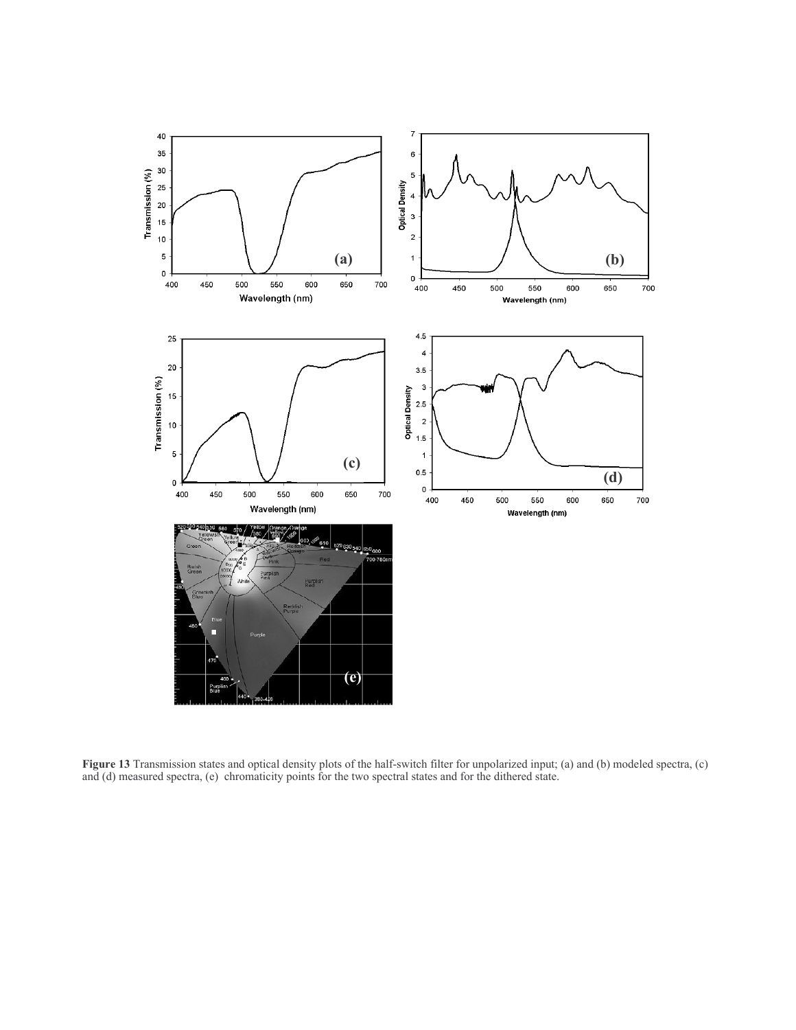**Figure 13** Transmission states and optical density plots of the half-switch filter for unpolarized input; (a) and (b) modeled spectra, (c) and (d) measured spectra, (e) chromaticity points for the two spectral states and for the dithered state.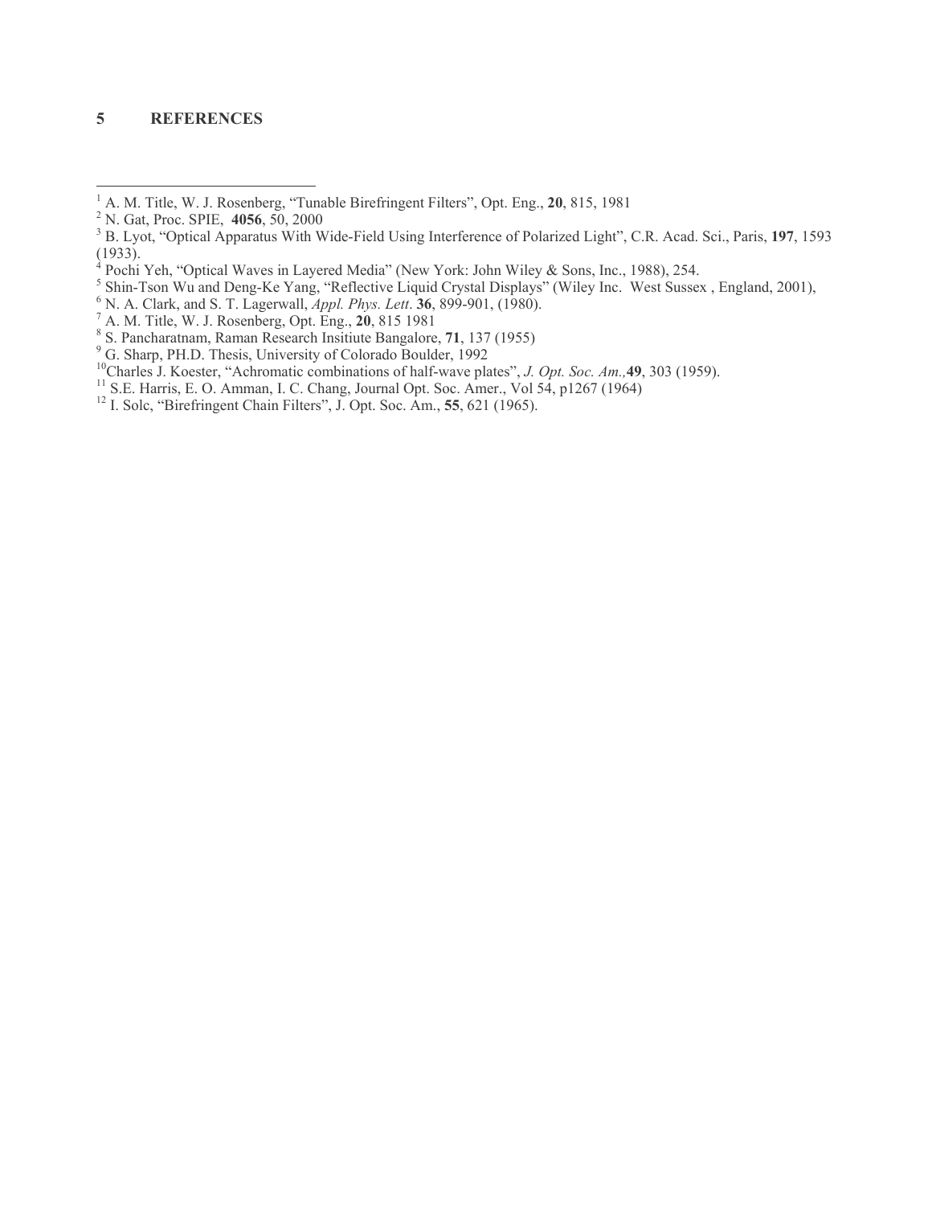# 5 REFERENCES

[1] A. M. Title, W. J. Rosenberg, "Tunable Birefringent Filters", Opt. Eng., **20**, 815, 1981

[2] N. Gat, Proc. SPIE, **4056**, 50, 2000

[3] B. Lyot, "Optical Apparatus With Wide-Field Using Interference of Polarized Light", C.R. Acad. Sci., Paris, **197**, 1593 (1933).

[4] Pochi Yeh, "Optical Waves in Layered Media" (New York: John Wiley & Sons, Inc., 1988), 254.

[5] Shin-Tson Wu and Deng-Ke Yang, "Reflective Liquid Crystal Displays" (Wiley Inc. West Sussex , England, 2001),

[6] N. A. Clark, and S. T. Lagerwall, *Appl. Phys. Lett*. **36**, 899-901, (1980).

[7] A. M. Title, W. J. Rosenberg, Opt. Eng., **20**, 815 1981

[8] S. Pancharatnam, Raman Research Insitiute Bangalore, **71**, 137 (1955)

[9] G. Sharp, PH.D. Thesis, University of Colorado Boulder, 1992

[10] Charles J. Koester, "Achromatic combinations of half-wave plates", *J. Opt. Soc. Am.,* **49**, 303 (1959).

[11] S.E. Harris, E. O. Amman, I. C. Chang, Journal Opt. Soc. Amer., Vol 54, p1267 (1964)

[12] I. Solc, "Birefringent Chain Filters", J. Opt. Soc. Am., **55**, 621 (1965).